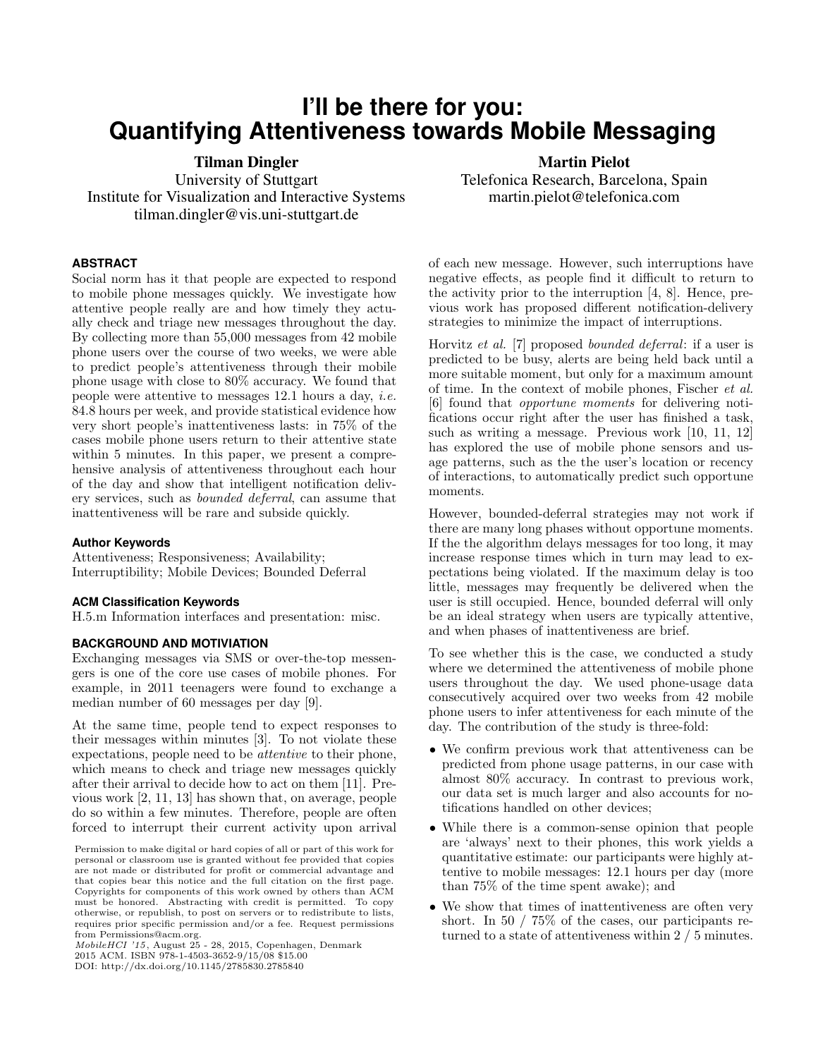# I'll be there for you: Quantifying Attentiveness towards Mobile Messaging

**Tilman Dingler**
University of Stuttgart
Institute for Visualization and Interactive Systems
tilman.dingler@vis.uni-stuttgart.de

**Martin Pielot**
Telefonica Research, Barcelona, Spain
martin.pielot@telefonica.com

## ABSTRACT

Social norm has it that people are expected to respond to mobile phone messages quickly. We investigate how attentive people really are and how timely they actually check and triage new messages throughout the day. By collecting more than 55,000 messages from 42 mobile phone users over the course of two weeks, we were able to predict people's attentiveness through their mobile phone usage with close to 80% accuracy. We found that people were attentive to messages 12.1 hours a day, *i.e.* 84.8 hours per week, and provide statistical evidence how very short people's inattentiveness lasts: in 75% of the cases mobile phone users return to their attentive state within 5 minutes. In this paper, we present a comprehensive analysis of attentiveness throughout each hour of the day and show that intelligent notification delivery services, such as *bounded deferral*, can assume that inattentiveness will be rare and subside quickly.

### Author Keywords

Attentiveness; Responsiveness; Availability; Interruptibility; Mobile Devices; Bounded Deferral

### ACM Classification Keywords

H.5.m Information interfaces and presentation: misc.

## BACKGROUND AND MOTIVIATION

Exchanging messages via SMS or over-the-top messengers is one of the core use cases of mobile phones. For example, in 2011 teenagers were found to exchange a median number of 60 messages per day [9].

At the same time, people tend to expect responses to their messages within minutes [3]. To not violate these expectations, people need to be *attentive* to their phone, which means to check and triage new messages quickly after their arrival to decide how to act on them [11]. Previous work [2, 11, 13] has shown that, on average, people do so within a few minutes. Therefore, people are often forced to interrupt their current activity upon arrival of each new message. However, such interruptions have negative effects, as people find it difficult to return to the activity prior to the interruption [4, 8]. Hence, previous work has proposed different notification-delivery strategies to minimize the impact of interruptions.

Permission to make digital or hard copies of all or part of this work for personal or classroom use is granted without fee provided that copies are not made or distributed for profit or commercial advantage and that copies bear this notice and the full citation on the first page. Copyrights for components of this work owned by others than ACM must be honored. Abstracting with credit is permitted. To copy otherwise, or republish, to post on servers or to redistribute to lists, requires prior specific permission and/or a fee. Request permissions from Permissions@acm.org.
*MobileHCI '15*, August 25 - 28, 2015, Copenhagen, Denmark
2015 ACM. ISBN 978-1-4503-3652-9/15/08 $15.00
DOI: http://dx.doi.org/10.1145/2785830.2785840

Horvitz *et al.* [7] proposed *bounded deferral*: if a user is predicted to be busy, alerts are being held back until a more suitable moment, but only for a maximum amount of time. In the context of mobile phones, Fischer *et al.* [6] found that *opportune moments* for delivering notifications occur right after the user has finished a task, such as writing a message. Previous work [10, 11, 12] has explored the use of mobile phone sensors and usage patterns, such as the the user's location or recency of interactions, to automatically predict such opportune moments.

However, bounded-deferral strategies may not work if there are many long phases without opportune moments. If the the algorithm delays messages for too long, it may increase response times which in turn may lead to expectations being violated. If the maximum delay is too little, messages may frequently be delivered when the user is still occupied. Hence, bounded deferral will only be an ideal strategy when users are typically attentive, and when phases of inattentiveness are brief.

To see whether this is the case, we conducted a study where we determined the attentiveness of mobile phone users throughout the day. We used phone-usage data consecutively acquired over two weeks from 42 mobile phone users to infer attentiveness for each minute of the day. The contribution of the study is three-fold:

- We confirm previous work that attentiveness can be predicted from phone usage patterns, in our case with almost 80% accuracy. In contrast to previous work, our data set is much larger and also accounts for notifications handled on other devices;
- While there is a common-sense opinion that people are 'always' next to their phones, this work yields a quantitative estimate: our participants were highly attentive to mobile messages: 12.1 hours per day (more than 75% of the time spent awake); and
- We show that times of inattentiveness are often very short. In 50 / 75% of the cases, our participants returned to a state of attentiveness within 2 / 5 minutes.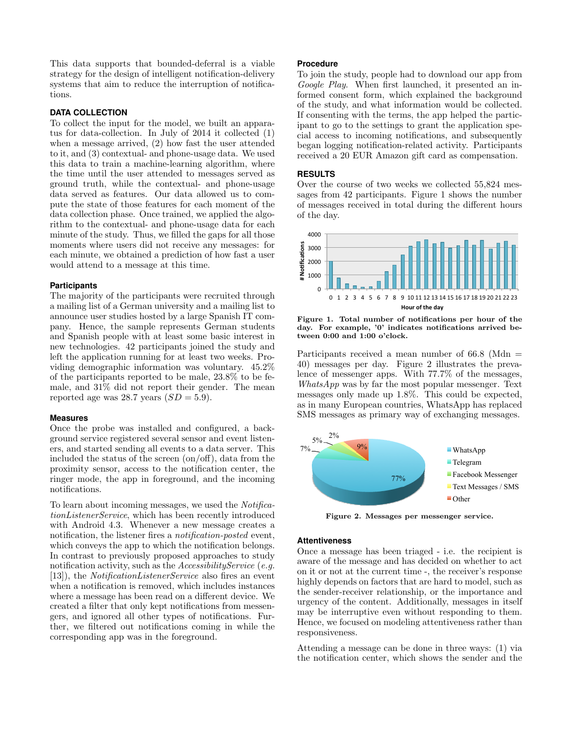This data supports that bounded-deferral is a viable strategy for the design of intelligent notification-delivery systems that aim to reduce the interruption of notifications.

## DATA COLLECTION

To collect the input for the model, we built an apparatus for data-collection. In July of 2014 it collected (1) when a message arrived, (2) how fast the user attended to it, and (3) contextual- and phone-usage data. We used this data to train a machine-learning algorithm, where the time until the user attended to messages served as ground truth, while the contextual- and phone-usage data served as features. Our data allowed us to compute the state of those features for each moment of the data collection phase. Once trained, we applied the algorithm to the contextual- and phone-usage data for each minute of the study. Thus, we filled the gaps for all those moments where users did not receive any messages: for each minute, we obtained a prediction of how fast a user would attend to a message at this time.

### Participants

The majority of the participants were recruited through a mailing list of a German university and a mailing list to announce user studies hosted by a large Spanish IT company. Hence, the sample represents German students and Spanish people with at least some basic interest in new technologies. 42 participants joined the study and left the application running for at least two weeks. Providing demographic information was voluntary. 45.2% of the participants reported to be male, 23.8% to be female, and 31% did not report their gender. The mean reported age was 28.7 years ($SD = 5.9$).

### Measures

Once the probe was installed and configured, a background service registered several sensor and event listeners, and started sending all events to a data server. This included the status of the screen (on/off), data from the proximity sensor, access to the notification center, the ringer mode, the app in foreground, and the incoming notifications.

To learn about incoming messages, we used the *NotificationListenerService*, which has been recently introduced with Android 4.3. Whenever a new message creates a notification, the listener fires a *notification-posted* event, which conveys the app to which the notification belongs. In contrast to previously proposed approaches to study notification activity, such as the *AccessibilityService* (*e.g.* [13]), the *NotificationListenerService* also fires an event when a notification is removed, which includes instances where a message has been read on a different device. We created a filter that only kept notifications from messengers, and ignored all other types of notifications. Further, we filtered out notifications coming in while the corresponding app was in the foreground.

### Procedure

To join the study, people had to download our app from *Google Play*. When first launched, it presented an informed consent form, which explained the background of the study, and what information would be collected. If consenting with the terms, the app helped the participant to go to the settings to grant the application special access to incoming notifications, and subsequently began logging notification-related activity. Participants received a 20 EUR Amazon gift card as compensation.

## RESULTS

Over the course of two weeks we collected 55,824 messages from 42 participants. Figure 1 shows the number of messages received in total during the different hours of the day.

**Figure 1. Total number of notifications per hour of the day. For example, '0' indicates notifications arrived between 0:00 and 1:00 o'clock.**

Participants received a mean number of 66.8 (Mdn = 40) messages per day. Figure 2 illustrates the prevalence of messenger apps. With 77.7% of the messages, *WhatsApp* was by far the most popular messenger. Text messages only made up 1.8%. This could be expected, as in many European countries, WhatsApp has replaced SMS messages as primary way of exchanging messages.

**Figure 2. Messages per messenger service.**

### Attentiveness

Once a message has been triaged - i.e. the recipient is aware of the message and has decided on whether to act on it or not at the current time -, the receiver's response highly depends on factors that are hard to model, such as the sender-receiver relationship, or the importance and urgency of the content. Additionally, messages in itself may be interruptive even without responding to them. Hence, we focused on modeling attentiveness rather than responsiveness.

Attending a message can be done in three ways: (1) via the notification center, which shows the sender and the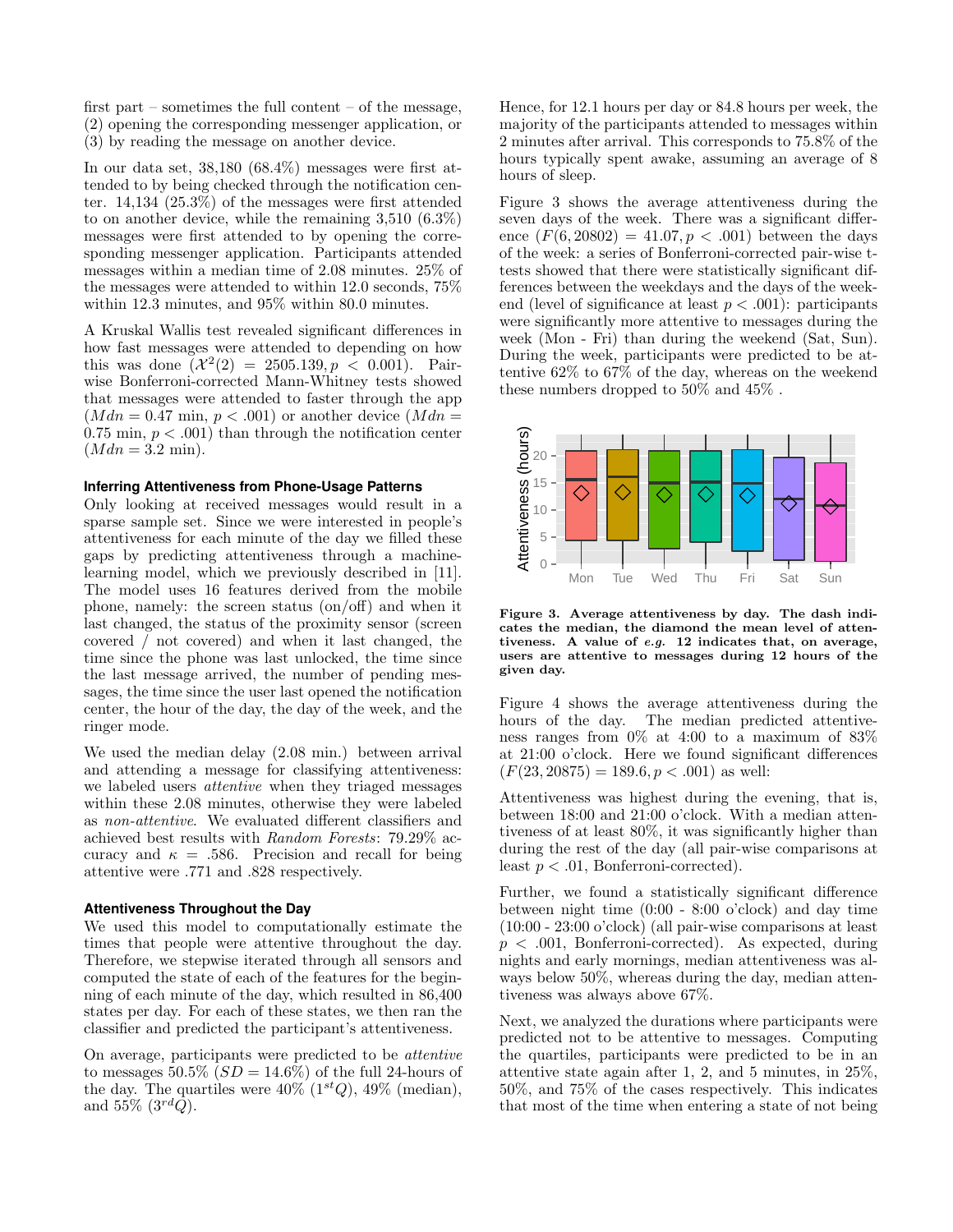first part – sometimes the full content – of the message, (2) opening the corresponding messenger application, or (3) by reading the message on another device.

In our data set, 38,180 (68.4%) messages were first attended to by being checked through the notification center. 14,134 (25.3%) of the messages were first attended to on another device, while the remaining 3,510 (6.3%) messages were first attended to by opening the corresponding messenger application. Participants attended messages within a median time of 2.08 minutes. 25% of the messages were attended to within 12.0 seconds, 75% within 12.3 minutes, and 95% within 80.0 minutes.

A Kruskal Wallis test revealed significant differences in how fast messages were attended to depending on how this was done ($\mathcal{X}^2(2) = 2505.139, p < 0.001$). Pairwise Bonferroni-corrected Mann-Whitney tests showed that messages were attended to faster through the app ($Mdn = 0.47$ min, $p < .001$) or another device ($Mdn = 0.75$ min, $p < .001$) than through the notification center ($Mdn = 3.2$ min).

### Inferring Attentiveness from Phone-Usage Patterns

Only looking at received messages would result in a sparse sample set. Since we were interested in people's attentiveness for each minute of the day we filled these gaps by predicting attentiveness through a machine-learning model, which we previously described in [11]. The model uses 16 features derived from the mobile phone, namely: the screen status (on/off) and when it last changed, the status of the proximity sensor (screen covered / not covered) and when it last changed, the time since the phone was last unlocked, the time since the last message arrived, the number of pending messages, the time since the user last opened the notification center, the hour of the day, the day of the week, and the ringer mode.

We used the median delay (2.08 min.) between arrival and attending a message for classifying attentiveness: we labeled users *attentive* when they triaged messages within these 2.08 minutes, otherwise they were labeled as *non-attentive*. We evaluated different classifiers and achieved best results with *Random Forests*: 79.29% accuracy and $\kappa = .586$. Precision and recall for being attentive were .771 and .828 respectively.

### Attentiveness Throughout the Day

We used this model to computationally estimate the times that people were attentive throughout the day. Therefore, we stepwise iterated through all sensors and computed the state of each of the features for the beginning of each minute of the day, which resulted in 86,400 states per day. For each of these states, we then ran the classifier and predicted the participant's attentiveness.

On average, participants were predicted to be *attentive* to messages 50.5% ($SD = 14.6\%$) of the full 24-hours of the day. The quartiles were 40% ($1^{st}Q$), 49% (median), and 55% ($3^{rd}Q$).

Hence, for 12.1 hours per day or 84.8 hours per week, the majority of the participants attended to messages within 2 minutes after arrival. This corresponds to 75.8% of the hours typically spent awake, assuming an average of 8 hours of sleep.

Figure 3 shows the average attentiveness during the seven days of the week. There was a significant difference ($F(6, 20802) = 41.07, p < .001$) between the days of the week: a series of Bonferroni-corrected pair-wise t-tests showed that there were statistically significant differences between the weekdays and the days of the weekend (level of significance at least $p < .001$): participants were significantly more attentive to messages during the week (Mon - Fri) than during the weekend (Sat, Sun). During the week, participants were predicted to be attentive 62% to 67% of the day, whereas on the weekend these numbers dropped to 50% and 45% .

**Figure 3. Average attentiveness by day. The dash indicates the median, the diamond the mean level of attentiveness. A value of *e.g.* 12 indicates that, on average, users are attentive to messages during 12 hours of the given day.**

Figure 4 shows the average attentiveness during the hours of the day. The median predicted attentiveness ranges from 0% at 4:00 to a maximum of 83% at 21:00 o'clock. Here we found significant differences ($F(23, 20875) = 189.6, p < .001$) as well:

Attentiveness was highest during the evening, that is, between 18:00 and 21:00 o'clock. With a median attentiveness of at least 80%, it was significantly higher than during the rest of the day (all pair-wise comparisons at least $p < .01$, Bonferroni-corrected).

Further, we found a statistically significant difference between night time (0:00 - 8:00 o'clock) and day time (10:00 - 23:00 o'clock) (all pair-wise comparisons at least $p < .001$, Bonferroni-corrected). As expected, during nights and early mornings, median attentiveness was always below 50%, whereas during the day, median attentiveness was always above 67%.

Next, we analyzed the durations where participants were predicted not to be attentive to messages. Computing the quartiles, participants were predicted to be in an attentive state again after 1, 2, and 5 minutes, in 25%, 50%, and 75% of the cases respectively. This indicates that most of the time when entering a state of not being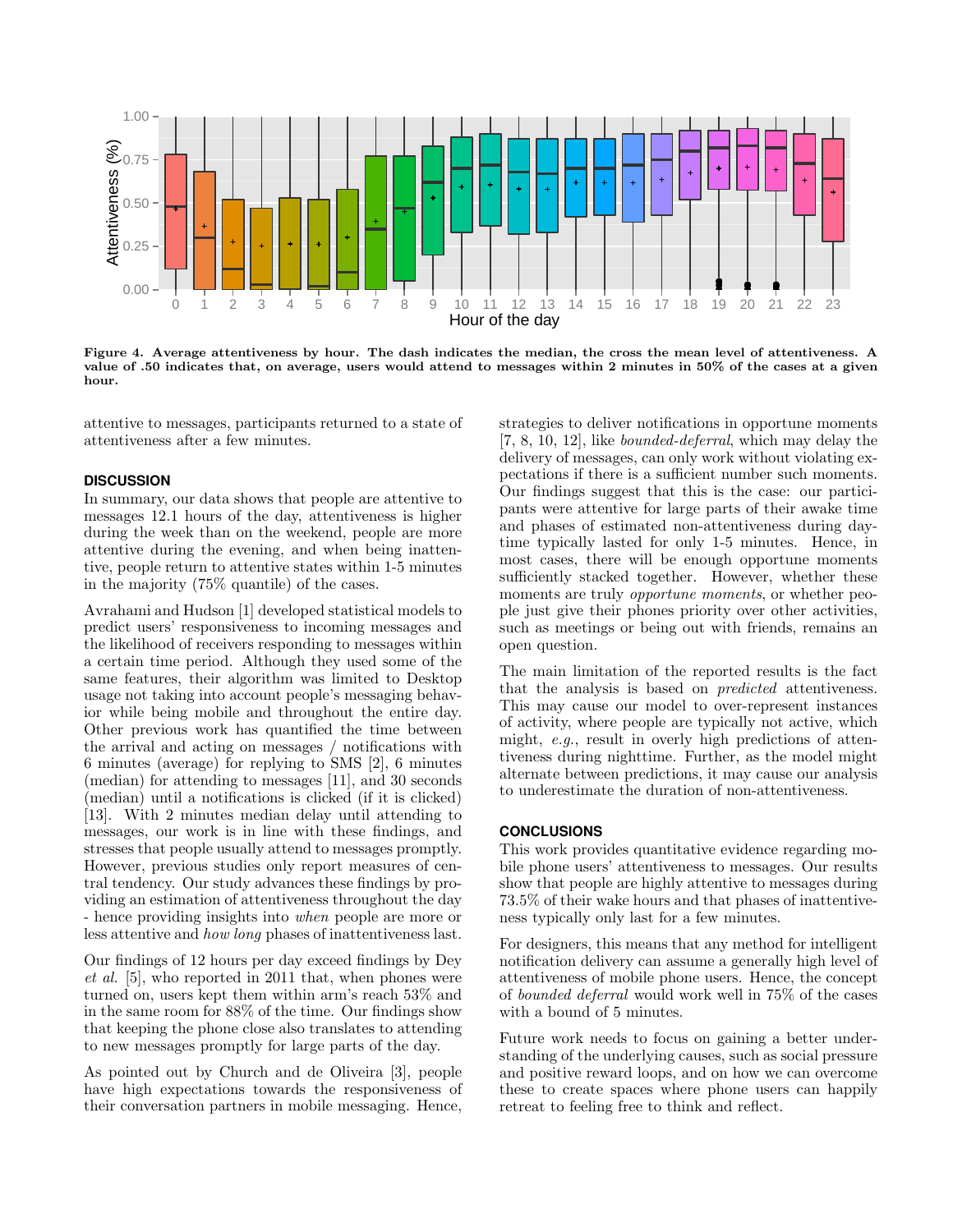**Figure 4. Average attentiveness by hour. The dash indicates the median, the cross the mean level of attentiveness. A value of .50 indicates that, on average, users would attend to messages within 2 minutes in 50% of the cases at a given hour.**

attentive to messages, participants returned to a state of attentiveness after a few minutes.

## DISCUSSION

In summary, our data shows that people are attentive to messages 12.1 hours of the day, attentiveness is higher during the week than on the weekend, people are more attentive during the evening, and when being inattentive, people return to attentive states within 1-5 minutes in the majority (75% quantile) of the cases.

Avrahami and Hudson [1] developed statistical models to predict users' responsiveness to incoming messages and the likelihood of receivers responding to messages within a certain time period. Although they used some of the same features, their algorithm was limited to Desktop usage not taking into account people's messaging behavior while being mobile and throughout the entire day. Other previous work has quantified the time between the arrival and acting on messages / notifications with 6 minutes (average) for replying to SMS [2], 6 minutes (median) for attending to messages [11], and 30 seconds (median) until a notifications is clicked (if it is clicked) [13]. With 2 minutes median delay until attending to messages, our work is in line with these findings, and stresses that people usually attend to messages promptly. However, previous studies only report measures of central tendency. Our study advances these findings by providing an estimation of attentiveness throughout the day - hence providing insights into *when* people are more or less attentive and *how long* phases of inattentiveness last.

Our findings of 12 hours per day exceed findings by Dey *et al.* [5], who reported in 2011 that, when phones were turned on, users kept them within arm's reach 53% and in the same room for 88% of the time. Our findings show that keeping the phone close also translates to attending to new messages promptly for large parts of the day.

As pointed out by Church and de Oliveira [3], people have high expectations towards the responsiveness of their conversation partners in mobile messaging. Hence, strategies to deliver notifications in opportune moments [7, 8, 10, 12], like *bounded-deferral*, which may delay the delivery of messages, can only work without violating expectations if there is a sufficient number such moments. Our findings suggest that this is the case: our participants were attentive for large parts of their awake time and phases of estimated non-attentiveness during daytime typically lasted for only 1-5 minutes. Hence, in most cases, there will be enough opportune moments sufficiently stacked together. However, whether these moments are truly *opportune moments*, or whether people just give their phones priority over other activities, such as meetings or being out with friends, remains an open question.

The main limitation of the reported results is the fact that the analysis is based on *predicted* attentiveness. This may cause our model to over-represent instances of activity, where people are typically not active, which might, *e.g.*, result in overly high predictions of attentiveness during nighttime. Further, as the model might alternate between predictions, it may cause our analysis to underestimate the duration of non-attentiveness.

## CONCLUSIONS

This work provides quantitative evidence regarding mobile phone users' attentiveness to messages. Our results show that people are highly attentive to messages during 73.5% of their wake hours and that phases of inattentiveness typically only last for a few minutes.

For designers, this means that any method for intelligent notification delivery can assume a generally high level of attentiveness of mobile phone users. Hence, the concept of *bounded deferral* would work well in 75% of the cases with a bound of 5 minutes.

Future work needs to focus on gaining a better understanding of the underlying causes, such as social pressure and positive reward loops, and on how we can overcome these to create spaces where phone users can happily retreat to feeling free to think and reflect.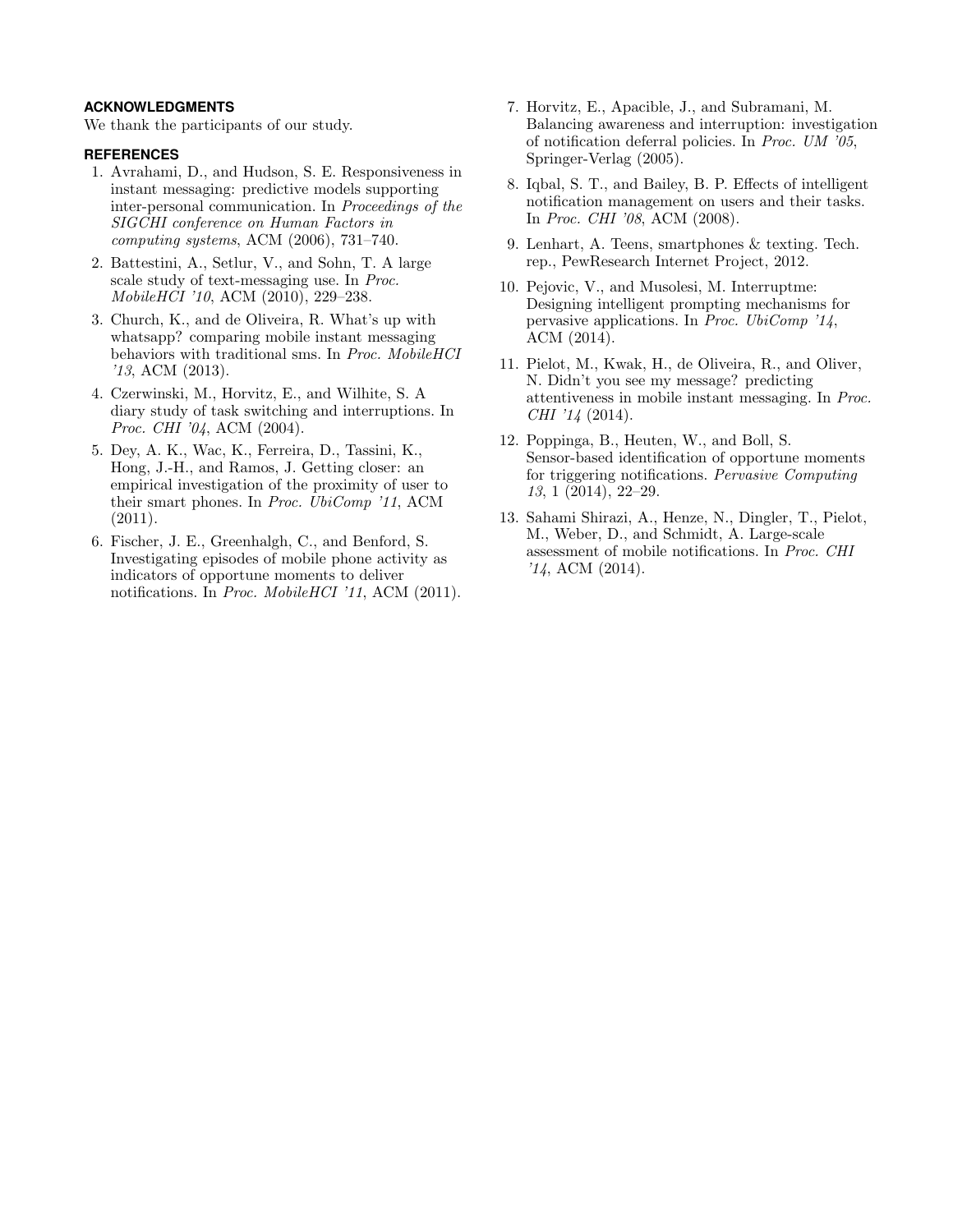## ACKNOWLEDGMENTS

We thank the participants of our study.

## REFERENCES

1. Avrahami, D., and Hudson, S. E. Responsiveness in instant messaging: predictive models supporting inter-personal communication. In *Proceedings of the SIGCHI conference on Human Factors in computing systems*, ACM (2006), 731–740.
2. Battestini, A., Setlur, V., and Sohn, T. A large scale study of text-messaging use. In *Proc. MobileHCI '10*, ACM (2010), 229–238.
3. Church, K., and de Oliveira, R. What's up with whatsapp? comparing mobile instant messaging behaviors with traditional sms. In *Proc. MobileHCI '13*, ACM (2013).
4. Czerwinski, M., Horvitz, E., and Wilhite, S. A diary study of task switching and interruptions. In *Proc. CHI '04*, ACM (2004).
5. Dey, A. K., Wac, K., Ferreira, D., Tassini, K., Hong, J.-H., and Ramos, J. Getting closer: an empirical investigation of the proximity of user to their smart phones. In *Proc. UbiComp '11*, ACM (2011).
6. Fischer, J. E., Greenhalgh, C., and Benford, S. Investigating episodes of mobile phone activity as indicators of opportune moments to deliver notifications. In *Proc. MobileHCI '11*, ACM (2011).
7. Horvitz, E., Apacible, J., and Subramani, M. Balancing awareness and interruption: investigation of notification deferral policies. In *Proc. UM '05*, Springer-Verlag (2005).
8. Iqbal, S. T., and Bailey, B. P. Effects of intelligent notification management on users and their tasks. In *Proc. CHI '08*, ACM (2008).
9. Lenhart, A. Teens, smartphones & texting. Tech. rep., PewResearch Internet Project, 2012.
10. Pejovic, V., and Musolesi, M. Interruptme: Designing intelligent prompting mechanisms for pervasive applications. In *Proc. UbiComp '14*, ACM (2014).
11. Pielot, M., Kwak, H., de Oliveira, R., and Oliver, N. Didn't you see my message? predicting attentiveness in mobile instant messaging. In *Proc. CHI '14* (2014).
12. Poppinga, B., Heuten, W., and Boll, S. Sensor-based identification of opportune moments for triggering notifications. *Pervasive Computing 13*, 1 (2014), 22–29.
13. Sahami Shirazi, A., Henze, N., Dingler, T., Pielot, M., Weber, D., and Schmidt, A. Large-scale assessment of mobile notifications. In *Proc. CHI '14*, ACM (2014).